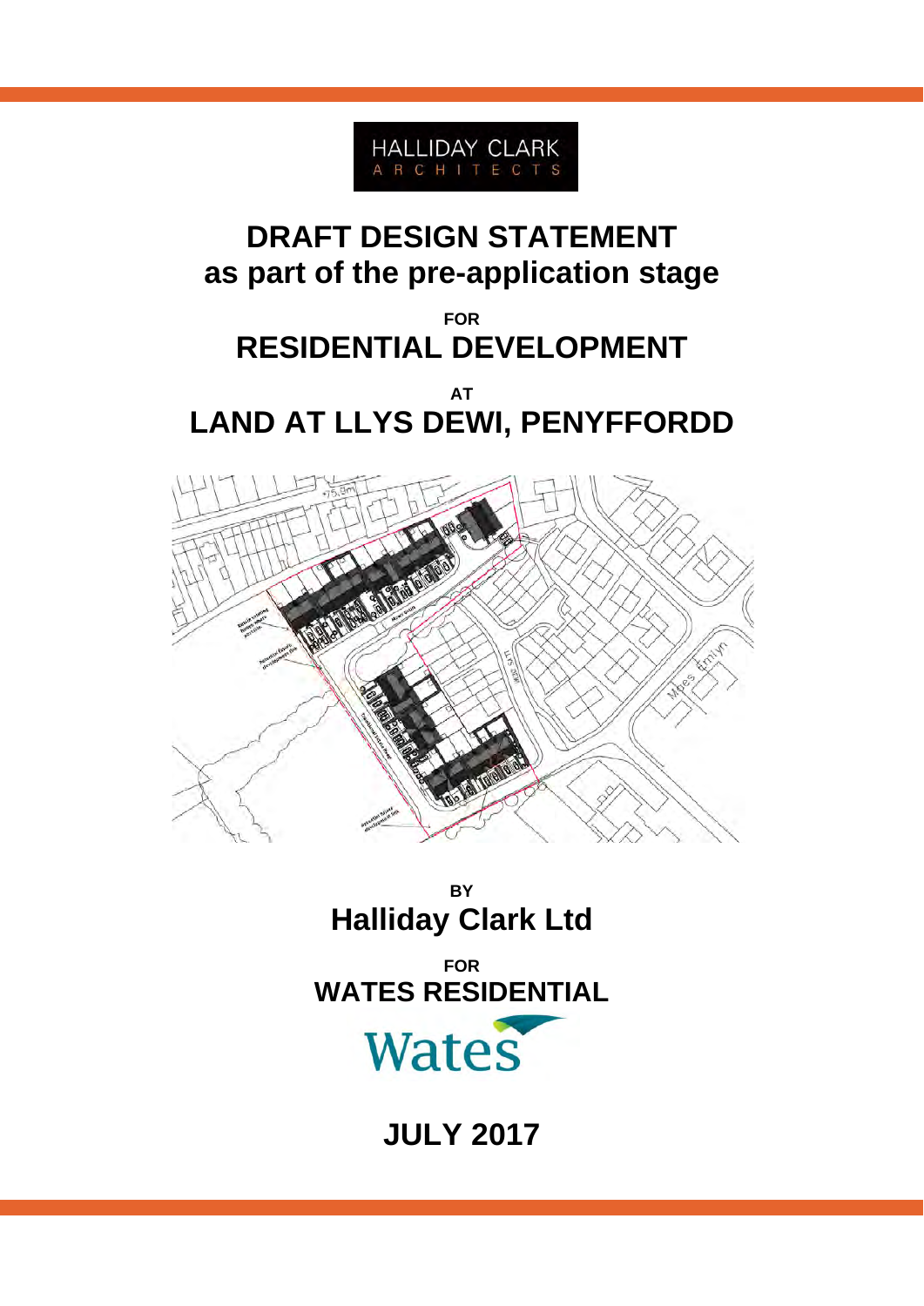HALLIDAY CLARK
ARCHITECTS

# DRAFT DESIGN STATEMENT
# as part of the pre-application stage

**FOR**

## RESIDENTIAL DEVELOPMENT

**AT**

## LAND AT LLYS DEWI, PENYFFORDD

**BY**

## Halliday Clark Ltd

**FOR**

## WATES RESIDENTIAL

Wates

## JULY 2017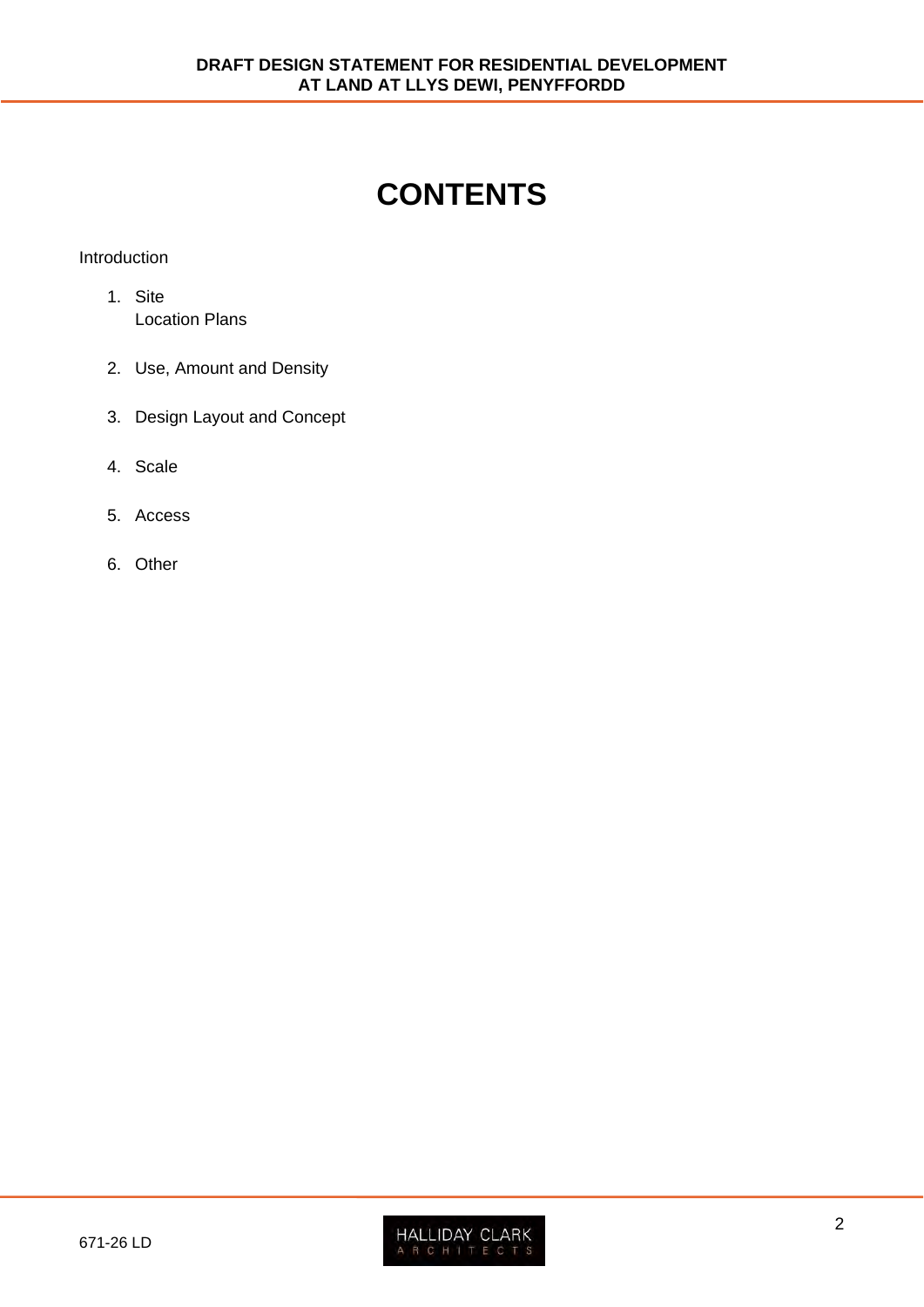# CONTENTS

Introduction

1. Site
   Location Plans

2. Use, Amount and Density

3. Design Layout and Concept

4. Scale

5. Access

6. Other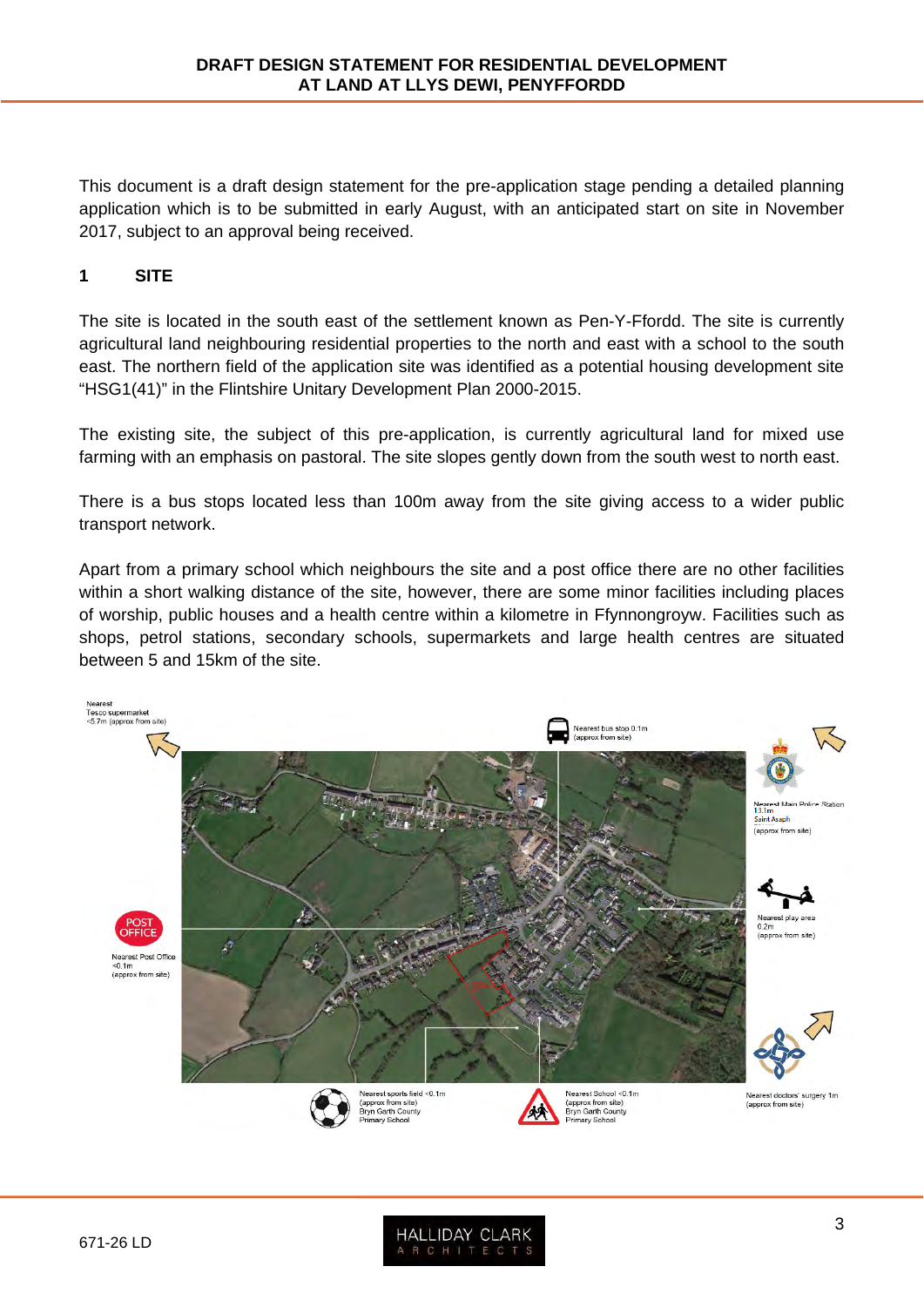This document is a draft design statement for the pre-application stage pending a detailed planning application which is to be submitted in early August, with an anticipated start on site in November 2017, subject to an approval being received.

## 1 SITE

The site is located in the south east of the settlement known as Pen-Y-Ffordd. The site is currently agricultural land neighbouring residential properties to the north and east with a school to the south east. The northern field of the application site was identified as a potential housing development site "HSG1(41)" in the Flintshire Unitary Development Plan 2000-2015.

The existing site, the subject of this pre-application, is currently agricultural land for mixed use farming with an emphasis on pastoral. The site slopes gently down from the south west to north east.

There is a bus stops located less than 100m away from the site giving access to a wider public transport network.

Apart from a primary school which neighbours the site and a post office there are no other facilities within a short walking distance of the site, however, there are some minor facilities including places of worship, public houses and a health centre within a kilometre in Ffynnongroyw. Facilities such as shops, petrol stations, secondary schools, supermarkets and large health centres are situated between 5 and 15km of the site.

Nearest Tesco supermarket <5.7m (approx from site)

Nearest bus stop 0.1m (approx from site)

Nearest Main Police Station 13.1m Saint Asaph (approx from site)

Nearest play area 0.2m (approx from site)

POST OFFICE

Nearest Post Office <0.1m (approx from site)

Nearest sports field <0.1m (approx from site) Bryn Garth County Primary School

Nearest School <0.1m (approx from site) Bryn Garth County Primary School

Nearest doctors' surgery 1m (approx from site)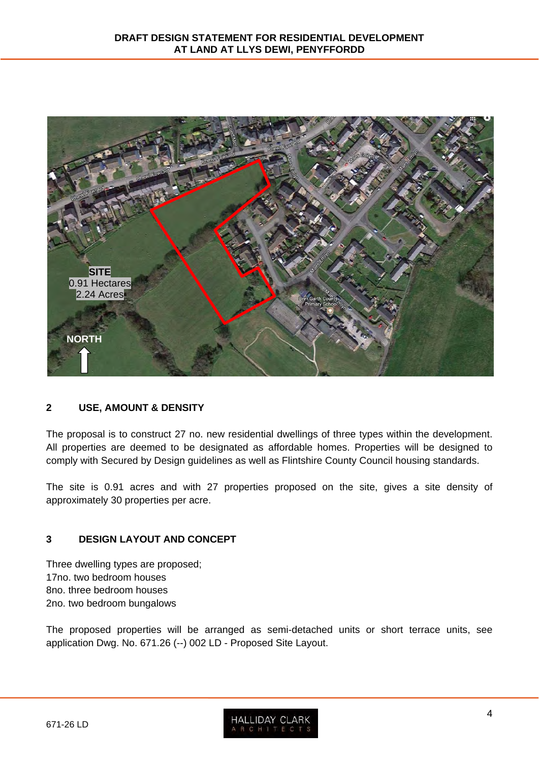## 2 USE, AMOUNT & DENSITY

The proposal is to construct 27 no. new residential dwellings of three types within the development. All properties are deemed to be designated as affordable homes. Properties will be designed to comply with Secured by Design guidelines as well as Flintshire County Council housing standards.

The site is 0.91 acres and with 27 properties proposed on the site, gives a site density of approximately 30 properties per acre.

## 3 DESIGN LAYOUT AND CONCEPT

Three dwelling types are proposed;
17no. two bedroom houses
8no. three bedroom houses
2no. two bedroom bungalows

The proposed properties will be arranged as semi-detached units or short terrace units, see application Dwg. No. 671.26 (--) 002 LD - Proposed Site Layout.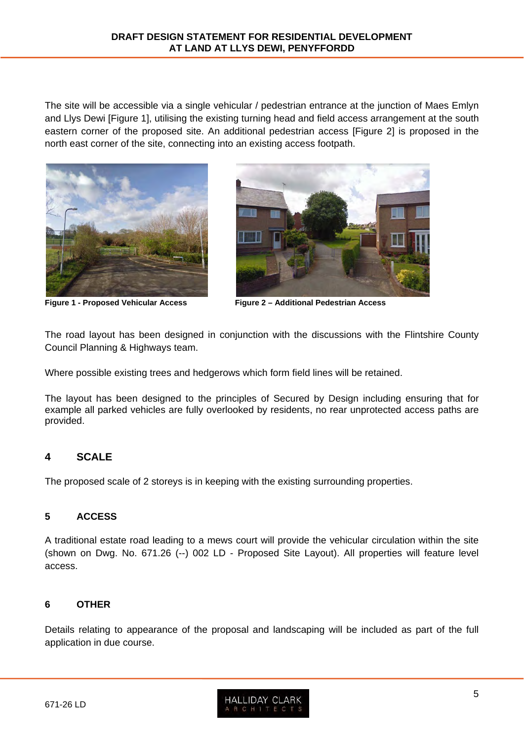The site will be accessible via a single vehicular / pedestrian entrance at the junction of Maes Emlyn and Llys Dewi [Figure 1], utilising the existing turning head and field access arrangement at the south eastern corner of the proposed site. An additional pedestrian access [Figure 2] is proposed in the north east corner of the site, connecting into an existing access footpath.

**Figure 1 - Proposed Vehicular Access**

**Figure 2 – Additional Pedestrian Access**

The road layout has been designed in conjunction with the discussions with the Flintshire County Council Planning & Highways team.

Where possible existing trees and hedgerows which form field lines will be retained.

The layout has been designed to the principles of Secured by Design including ensuring that for example all parked vehicles are fully overlooked by residents, no rear unprotected access paths are provided.

## 4 SCALE

The proposed scale of 2 storeys is in keeping with the existing surrounding properties.

## 5 ACCESS

A traditional estate road leading to a mews court will provide the vehicular circulation within the site (shown on Dwg. No. 671.26 (--) 002 LD - Proposed Site Layout). All properties will feature level access.

## 6 OTHER

Details relating to appearance of the proposal and landscaping will be included as part of the full application in due course.